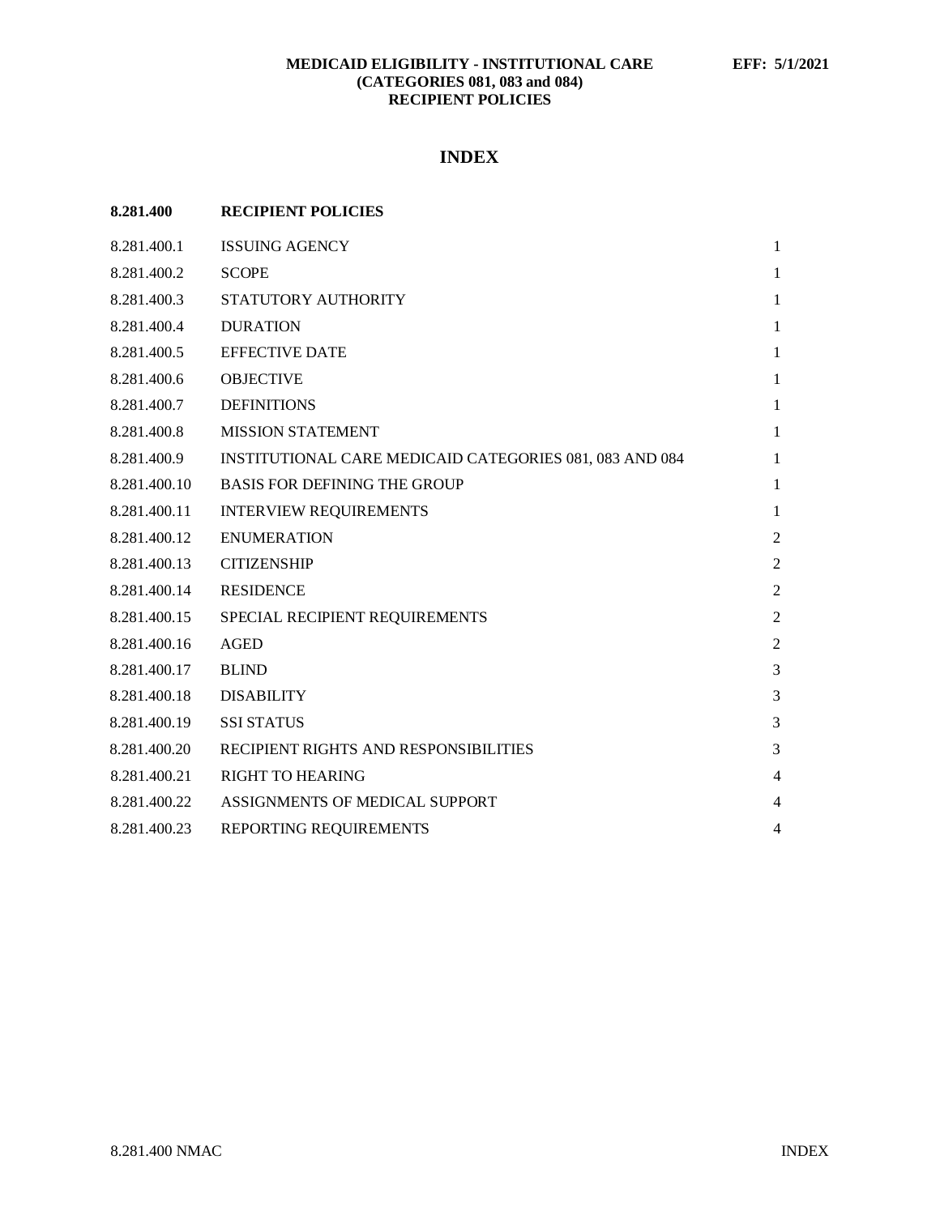**MEDICAID ELIGIBILITY - INSTITUTIONAL CARE (CATEGORIES 081, 083 and 084) RECIPIENT POLICIES**

**EFF: 5/1/2021**

# INDEX

| **8.281.400** | **RECIPIENT POLICIES** | |
|---|---|---|
| 8.281.400.1 | ISSUING AGENCY | 1 |
| 8.281.400.2 | SCOPE | 1 |
| 8.281.400.3 | STATUTORY AUTHORITY | 1 |
| 8.281.400.4 | DURATION | 1 |
| 8.281.400.5 | EFFECTIVE DATE | 1 |
| 8.281.400.6 | OBJECTIVE | 1 |
| 8.281.400.7 | DEFINITIONS | 1 |
| 8.281.400.8 | MISSION STATEMENT | 1 |
| 8.281.400.9 | INSTITUTIONAL CARE MEDICAID CATEGORIES 081, 083 AND 084 | 1 |
| 8.281.400.10 | BASIS FOR DEFINING THE GROUP | 1 |
| 8.281.400.11 | INTERVIEW REQUIREMENTS | 1 |
| 8.281.400.12 | ENUMERATION | 2 |
| 8.281.400.13 | CITIZENSHIP | 2 |
| 8.281.400.14 | RESIDENCE | 2 |
| 8.281.400.15 | SPECIAL RECIPIENT REQUIREMENTS | 2 |
| 8.281.400.16 | AGED | 2 |
| 8.281.400.17 | BLIND | 3 |
| 8.281.400.18 | DISABILITY | 3 |
| 8.281.400.19 | SSI STATUS | 3 |
| 8.281.400.20 | RECIPIENT RIGHTS AND RESPONSIBILITIES | 3 |
| 8.281.400.21 | RIGHT TO HEARING | 4 |
| 8.281.400.22 | ASSIGNMENTS OF MEDICAL SUPPORT | 4 |
| 8.281.400.23 | REPORTING REQUIREMENTS | 4 |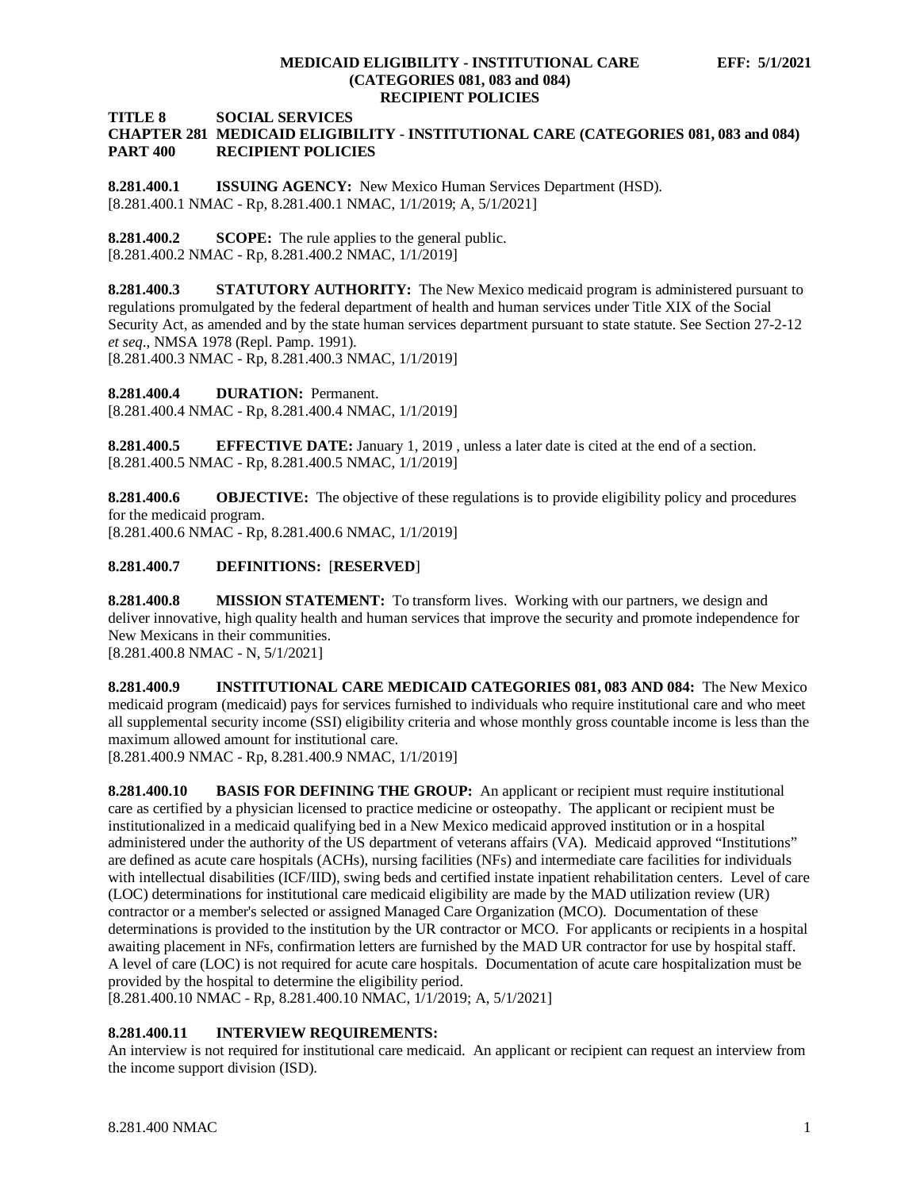**TITLE 8 SOCIAL SERVICES**
**CHAPTER 281 MEDICAID ELIGIBILITY - INSTITUTIONAL CARE (CATEGORIES 081, 083 and 084)**
**PART 400 RECIPIENT POLICIES**

**8.281.400.1 ISSUING AGENCY:** New Mexico Human Services Department (HSD).
[8.281.400.1 NMAC - Rp, 8.281.400.1 NMAC, 1/1/2019; A, 5/1/2021]

**8.281.400.2 SCOPE:** The rule applies to the general public.
[8.281.400.2 NMAC - Rp, 8.281.400.2 NMAC, 1/1/2019]

**8.281.400.3 STATUTORY AUTHORITY:** The New Mexico medicaid program is administered pursuant to regulations promulgated by the federal department of health and human services under Title XIX of the Social Security Act, as amended and by the state human services department pursuant to state statute. See Section 27-2-12 *et seq*., NMSA 1978 (Repl. Pamp. 1991).
[8.281.400.3 NMAC - Rp, 8.281.400.3 NMAC, 1/1/2019]

**8.281.400.4 DURATION:** Permanent.
[8.281.400.4 NMAC - Rp, 8.281.400.4 NMAC, 1/1/2019]

**8.281.400.5 EFFECTIVE DATE:** January 1, 2019 , unless a later date is cited at the end of a section.
[8.281.400.5 NMAC - Rp, 8.281.400.5 NMAC, 1/1/2019]

**8.281.400.6 OBJECTIVE:** The objective of these regulations is to provide eligibility policy and procedures for the medicaid program.
[8.281.400.6 NMAC - Rp, 8.281.400.6 NMAC, 1/1/2019]

**8.281.400.7 DEFINITIONS:** [**RESERVED**]

**8.281.400.8 MISSION STATEMENT:** To transform lives. Working with our partners, we design and deliver innovative, high quality health and human services that improve the security and promote independence for New Mexicans in their communities.
[8.281.400.8 NMAC - N, 5/1/2021]

**8.281.400.9 INSTITUTIONAL CARE MEDICAID CATEGORIES 081, 083 AND 084:** The New Mexico medicaid program (medicaid) pays for services furnished to individuals who require institutional care and who meet all supplemental security income (SSI) eligibility criteria and whose monthly gross countable income is less than the maximum allowed amount for institutional care.
[8.281.400.9 NMAC - Rp, 8.281.400.9 NMAC, 1/1/2019]

**8.281.400.10 BASIS FOR DEFINING THE GROUP:** An applicant or recipient must require institutional care as certified by a physician licensed to practice medicine or osteopathy. The applicant or recipient must be institutionalized in a medicaid qualifying bed in a New Mexico medicaid approved institution or in a hospital administered under the authority of the US department of veterans affairs (VA). Medicaid approved "Institutions" are defined as acute care hospitals (ACHs), nursing facilities (NFs) and intermediate care facilities for individuals with intellectual disabilities (ICF/IID), swing beds and certified instate inpatient rehabilitation centers. Level of care (LOC) determinations for institutional care medicaid eligibility are made by the MAD utilization review (UR) contractor or a member's selected or assigned Managed Care Organization (MCO). Documentation of these determinations is provided to the institution by the UR contractor or MCO. For applicants or recipients in a hospital awaiting placement in NFs, confirmation letters are furnished by the MAD UR contractor for use by hospital staff. A level of care (LOC) is not required for acute care hospitals. Documentation of acute care hospitalization must be provided by the hospital to determine the eligibility period.
[8.281.400.10 NMAC - Rp, 8.281.400.10 NMAC, 1/1/2019; A, 5/1/2021]

**8.281.400.11 INTERVIEW REQUIREMENTS:**
An interview is not required for institutional care medicaid. An applicant or recipient can request an interview from the income support division (ISD).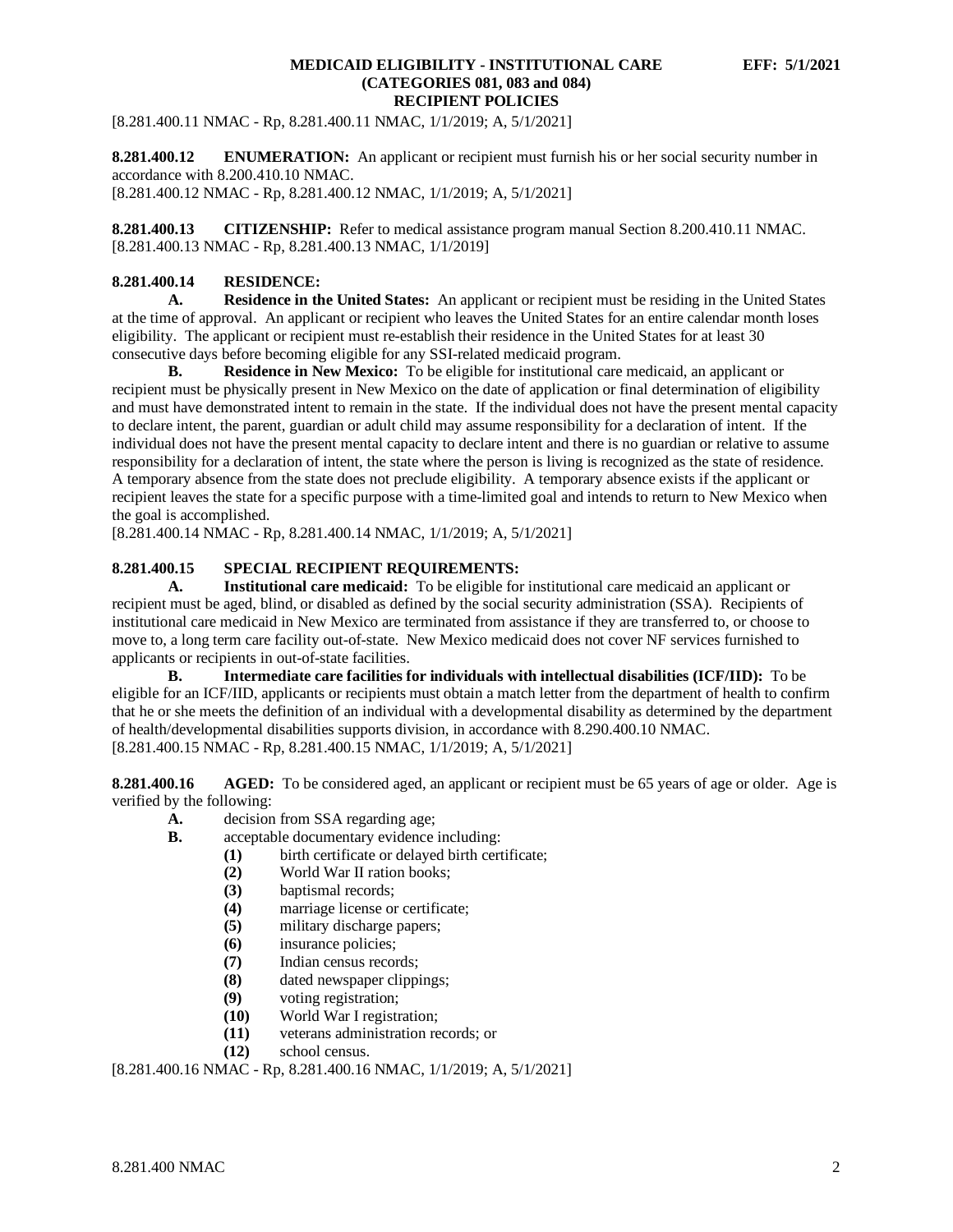[8.281.400.11 NMAC - Rp, 8.281.400.11 NMAC, 1/1/2019; A, 5/1/2021]

**8.281.400.12 ENUMERATION:** An applicant or recipient must furnish his or her social security number in accordance with 8.200.410.10 NMAC.
[8.281.400.12 NMAC - Rp, 8.281.400.12 NMAC, 1/1/2019; A, 5/1/2021]

**8.281.400.13 CITIZENSHIP:** Refer to medical assistance program manual Section 8.200.410.11 NMAC.
[8.281.400.13 NMAC - Rp, 8.281.400.13 NMAC, 1/1/2019]

**8.281.400.14 RESIDENCE:**

**A. Residence in the United States:** An applicant or recipient must be residing in the United States at the time of approval. An applicant or recipient who leaves the United States for an entire calendar month loses eligibility. The applicant or recipient must re-establish their residence in the United States for at least 30 consecutive days before becoming eligible for any SSI-related medicaid program.

**B. Residence in New Mexico:** To be eligible for institutional care medicaid, an applicant or recipient must be physically present in New Mexico on the date of application or final determination of eligibility and must have demonstrated intent to remain in the state. If the individual does not have the present mental capacity to declare intent, the parent, guardian or adult child may assume responsibility for a declaration of intent. If the individual does not have the present mental capacity to declare intent and there is no guardian or relative to assume responsibility for a declaration of intent, the state where the person is living is recognized as the state of residence. A temporary absence from the state does not preclude eligibility. A temporary absence exists if the applicant or recipient leaves the state for a specific purpose with a time-limited goal and intends to return to New Mexico when the goal is accomplished.
[8.281.400.14 NMAC - Rp, 8.281.400.14 NMAC, 1/1/2019; A, 5/1/2021]

**8.281.400.15 SPECIAL RECIPIENT REQUIREMENTS:**

**A. Institutional care medicaid:** To be eligible for institutional care medicaid an applicant or recipient must be aged, blind, or disabled as defined by the social security administration (SSA). Recipients of institutional care medicaid in New Mexico are terminated from assistance if they are transferred to, or choose to move to, a long term care facility out-of-state. New Mexico medicaid does not cover NF services furnished to applicants or recipients in out-of-state facilities.

**B. Intermediate care facilities for individuals with intellectual disabilities (ICF/IID):** To be eligible for an ICF/IID, applicants or recipients must obtain a match letter from the department of health to confirm that he or she meets the definition of an individual with a developmental disability as determined by the department of health/developmental disabilities supports division, in accordance with 8.290.400.10 NMAC.
[8.281.400.15 NMAC - Rp, 8.281.400.15 NMAC, 1/1/2019; A, 5/1/2021]

**8.281.400.16 AGED:** To be considered aged, an applicant or recipient must be 65 years of age or older. Age is verified by the following:

- **A.** decision from SSA regarding age;
- **B.** acceptable documentary evidence including:
  - **(1)** birth certificate or delayed birth certificate;
  - **(2)** World War II ration books;
  - **(3)** baptismal records;
  - **(4)** marriage license or certificate;
  - **(5)** military discharge papers;
  - **(6)** insurance policies;
  - **(7)** Indian census records;
  - **(8)** dated newspaper clippings;
  - **(9)** voting registration;
  - **(10)** World War I registration;
  - **(11)** veterans administration records; or
  - **(12)** school census.

[8.281.400.16 NMAC - Rp, 8.281.400.16 NMAC, 1/1/2019; A, 5/1/2021]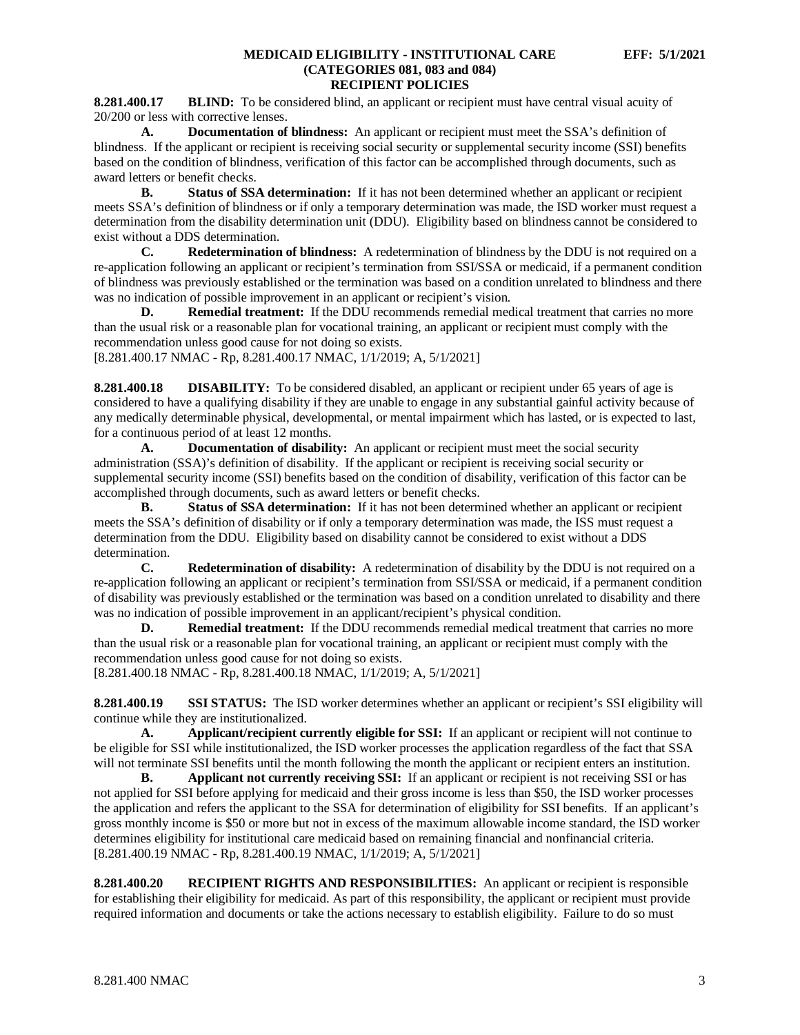**8.281.400.17 BLIND:** To be considered blind, an applicant or recipient must have central visual acuity of 20/200 or less with corrective lenses.

**A. Documentation of blindness:** An applicant or recipient must meet the SSA's definition of blindness. If the applicant or recipient is receiving social security or supplemental security income (SSI) benefits based on the condition of blindness, verification of this factor can be accomplished through documents, such as award letters or benefit checks.

**B. Status of SSA determination:** If it has not been determined whether an applicant or recipient meets SSA's definition of blindness or if only a temporary determination was made, the ISD worker must request a determination from the disability determination unit (DDU). Eligibility based on blindness cannot be considered to exist without a DDS determination.

**C. Redetermination of blindness:** A redetermination of blindness by the DDU is not required on a re-application following an applicant or recipient's termination from SSI/SSA or medicaid, if a permanent condition of blindness was previously established or the termination was based on a condition unrelated to blindness and there was no indication of possible improvement in an applicant or recipient's vision.

**D. Remedial treatment:** If the DDU recommends remedial medical treatment that carries no more than the usual risk or a reasonable plan for vocational training, an applicant or recipient must comply with the recommendation unless good cause for not doing so exists.

[8.281.400.17 NMAC - Rp, 8.281.400.17 NMAC, 1/1/2019; A, 5/1/2021]

**8.281.400.18 DISABILITY:** To be considered disabled, an applicant or recipient under 65 years of age is considered to have a qualifying disability if they are unable to engage in any substantial gainful activity because of any medically determinable physical, developmental, or mental impairment which has lasted, or is expected to last, for a continuous period of at least 12 months.

**A. Documentation of disability:** An applicant or recipient must meet the social security administration (SSA)'s definition of disability. If the applicant or recipient is receiving social security or supplemental security income (SSI) benefits based on the condition of disability, verification of this factor can be accomplished through documents, such as award letters or benefit checks.

**B. Status of SSA determination:** If it has not been determined whether an applicant or recipient meets the SSA's definition of disability or if only a temporary determination was made, the ISS must request a determination from the DDU. Eligibility based on disability cannot be considered to exist without a DDS determination.

**C. Redetermination of disability:** A redetermination of disability by the DDU is not required on a re-application following an applicant or recipient's termination from SSI/SSA or medicaid, if a permanent condition of disability was previously established or the termination was based on a condition unrelated to disability and there was no indication of possible improvement in an applicant/recipient's physical condition.

**D. Remedial treatment:** If the DDU recommends remedial medical treatment that carries no more than the usual risk or a reasonable plan for vocational training, an applicant or recipient must comply with the recommendation unless good cause for not doing so exists.

[8.281.400.18 NMAC - Rp, 8.281.400.18 NMAC, 1/1/2019; A, 5/1/2021]

**8.281.400.19 SSI STATUS:** The ISD worker determines whether an applicant or recipient's SSI eligibility will continue while they are institutionalized.

**A. Applicant/recipient currently eligible for SSI:** If an applicant or recipient will not continue to be eligible for SSI while institutionalized, the ISD worker processes the application regardless of the fact that SSA will not terminate SSI benefits until the month following the month the applicant or recipient enters an institution.

**B. Applicant not currently receiving SSI:** If an applicant or recipient is not receiving SSI or has not applied for SSI before applying for medicaid and their gross income is less than $50, the ISD worker processes the application and refers the applicant to the SSA for determination of eligibility for SSI benefits. If an applicant's gross monthly income is $50 or more but not in excess of the maximum allowable income standard, the ISD worker determines eligibility for institutional care medicaid based on remaining financial and nonfinancial criteria.

[8.281.400.19 NMAC - Rp, 8.281.400.19 NMAC, 1/1/2019; A, 5/1/2021]

**8.281.400.20 RECIPIENT RIGHTS AND RESPONSIBILITIES:** An applicant or recipient is responsible for establishing their eligibility for medicaid. As part of this responsibility, the applicant or recipient must provide required information and documents or take the actions necessary to establish eligibility. Failure to do so must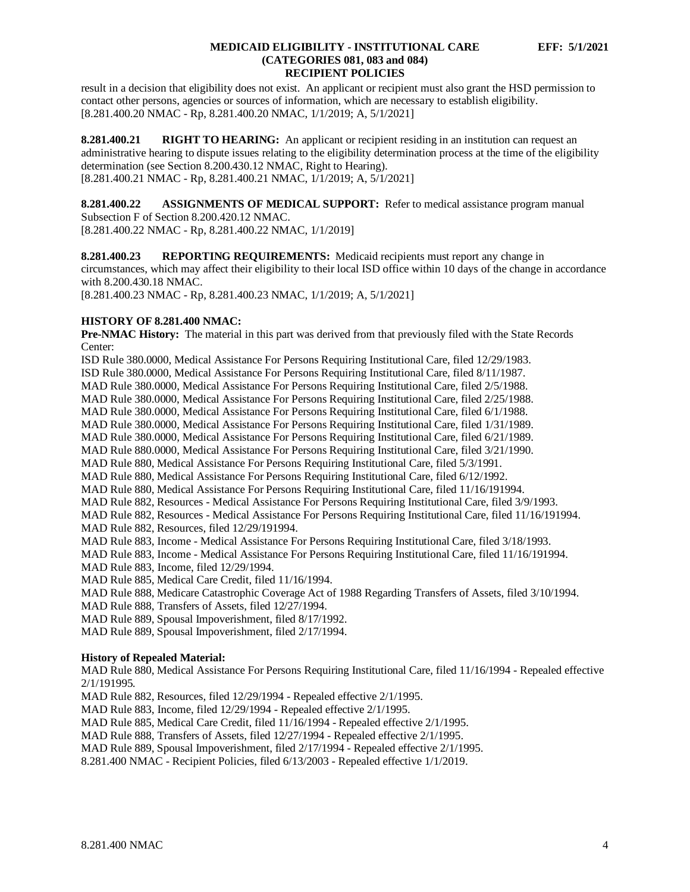result in a decision that eligibility does not exist. An applicant or recipient must also grant the HSD permission to contact other persons, agencies or sources of information, which are necessary to establish eligibility.
[8.281.400.20 NMAC - Rp, 8.281.400.20 NMAC, 1/1/2019; A, 5/1/2021]

**8.281.400.21 RIGHT TO HEARING:** An applicant or recipient residing in an institution can request an administrative hearing to dispute issues relating to the eligibility determination process at the time of the eligibility determination (see Section 8.200.430.12 NMAC, Right to Hearing).
[8.281.400.21 NMAC - Rp, 8.281.400.21 NMAC, 1/1/2019; A, 5/1/2021]

**8.281.400.22 ASSIGNMENTS OF MEDICAL SUPPORT:** Refer to medical assistance program manual Subsection F of Section 8.200.420.12 NMAC.
[8.281.400.22 NMAC - Rp, 8.281.400.22 NMAC, 1/1/2019]

**8.281.400.23 REPORTING REQUIREMENTS:** Medicaid recipients must report any change in circumstances, which may affect their eligibility to their local ISD office within 10 days of the change in accordance with 8.200.430.18 NMAC.
[8.281.400.23 NMAC - Rp, 8.281.400.23 NMAC, 1/1/2019; A, 5/1/2021]

**HISTORY OF 8.281.400 NMAC:**

**Pre-NMAC History:** The material in this part was derived from that previously filed with the State Records Center:
ISD Rule 380.0000, Medical Assistance For Persons Requiring Institutional Care, filed 12/29/1983.
ISD Rule 380.0000, Medical Assistance For Persons Requiring Institutional Care, filed 8/11/1987.
MAD Rule 380.0000, Medical Assistance For Persons Requiring Institutional Care, filed 2/5/1988.
MAD Rule 380.0000, Medical Assistance For Persons Requiring Institutional Care, filed 2/25/1988.
MAD Rule 380.0000, Medical Assistance For Persons Requiring Institutional Care, filed 6/1/1988.
MAD Rule 380.0000, Medical Assistance For Persons Requiring Institutional Care, filed 1/31/1989.
MAD Rule 380.0000, Medical Assistance For Persons Requiring Institutional Care, filed 6/21/1989.
MAD Rule 880.0000, Medical Assistance For Persons Requiring Institutional Care, filed 3/21/1990.
MAD Rule 880, Medical Assistance For Persons Requiring Institutional Care, filed 5/3/1991.
MAD Rule 880, Medical Assistance For Persons Requiring Institutional Care, filed 6/12/1992.
MAD Rule 880, Medical Assistance For Persons Requiring Institutional Care, filed 11/16/191994.
MAD Rule 882, Resources - Medical Assistance For Persons Requiring Institutional Care, filed 3/9/1993.
MAD Rule 882, Resources - Medical Assistance For Persons Requiring Institutional Care, filed 11/16/191994.
MAD Rule 882, Resources, filed 12/29/191994.
MAD Rule 883, Income - Medical Assistance For Persons Requiring Institutional Care, filed 3/18/1993.
MAD Rule 883, Income - Medical Assistance For Persons Requiring Institutional Care, filed 11/16/191994.
MAD Rule 883, Income, filed 12/29/1994.
MAD Rule 885, Medical Care Credit, filed 11/16/1994.
MAD Rule 888, Medicare Catastrophic Coverage Act of 1988 Regarding Transfers of Assets, filed 3/10/1994.
MAD Rule 888, Transfers of Assets, filed 12/27/1994.
MAD Rule 889, Spousal Impoverishment, filed 8/17/1992.
MAD Rule 889, Spousal Impoverishment, filed 2/17/1994.

**History of Repealed Material:**
MAD Rule 880, Medical Assistance For Persons Requiring Institutional Care, filed 11/16/1994 - Repealed effective 2/1/191995.
MAD Rule 882, Resources, filed 12/29/1994 - Repealed effective 2/1/1995.
MAD Rule 883, Income, filed 12/29/1994 - Repealed effective 2/1/1995.
MAD Rule 885, Medical Care Credit, filed 11/16/1994 - Repealed effective 2/1/1995.
MAD Rule 888, Transfers of Assets, filed 12/27/1994 - Repealed effective 2/1/1995.
MAD Rule 889, Spousal Impoverishment, filed 2/17/1994 - Repealed effective 2/1/1995.
8.281.400 NMAC - Recipient Policies, filed 6/13/2003 - Repealed effective 1/1/2019.